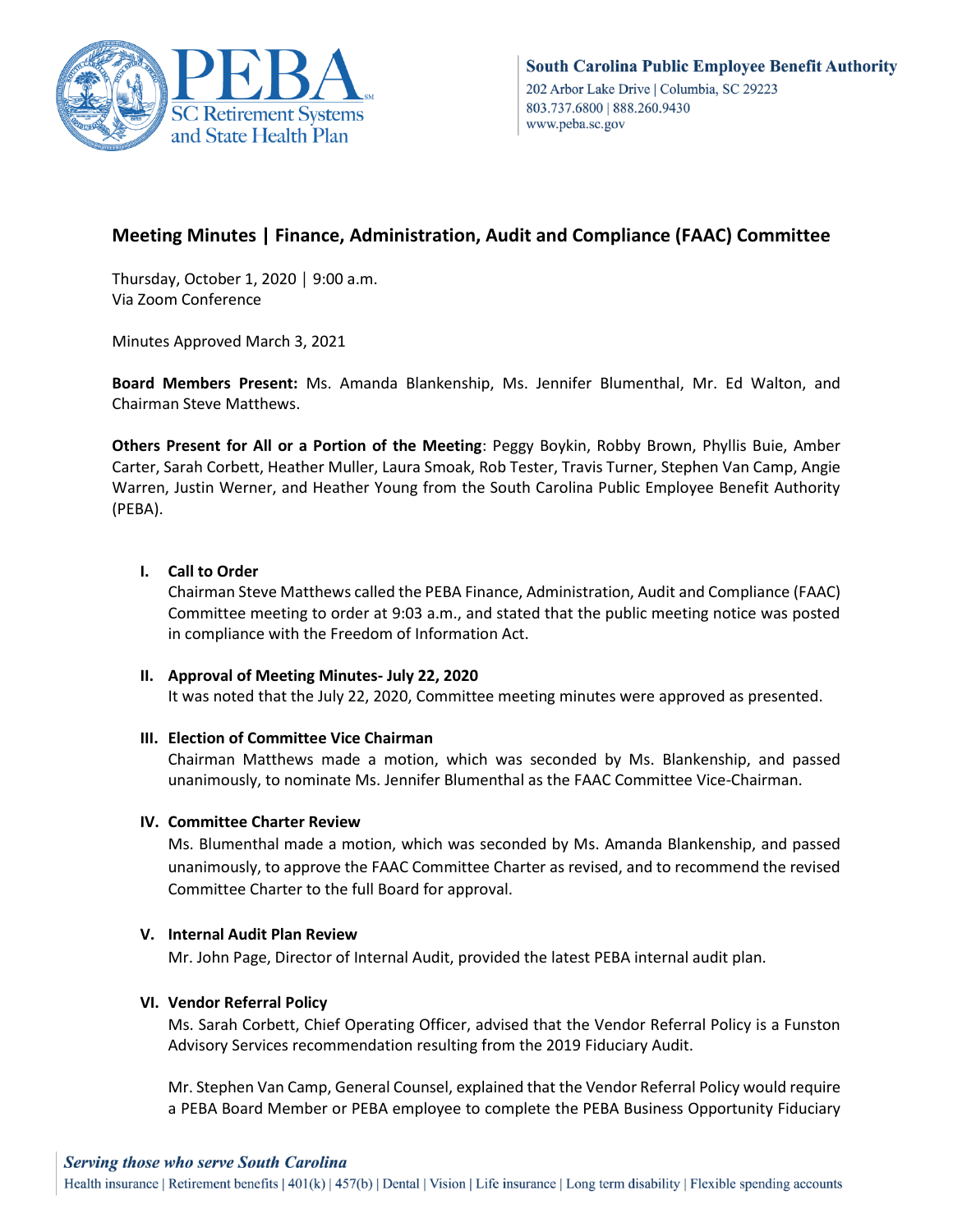# Meeting Minutes | Finance, Administration, Audit and Compliance (FAAC) Committee

Thursday, October 1, 2020 | 9:00 a.m.
Via Zoom Conference

Minutes Approved March 3, 2021

**Board Members Present:** Ms. Amanda Blankenship, Ms. Jennifer Blumenthal, Mr. Ed Walton, and Chairman Steve Matthews.

**Others Present for All or a Portion of the Meeting**: Peggy Boykin, Robby Brown, Phyllis Buie, Amber Carter, Sarah Corbett, Heather Muller, Laura Smoak, Rob Tester, Travis Turner, Stephen Van Camp, Angie Warren, Justin Werner, and Heather Young from the South Carolina Public Employee Benefit Authority (PEBA).

## I. Call to Order

Chairman Steve Matthews called the PEBA Finance, Administration, Audit and Compliance (FAAC) Committee meeting to order at 9:03 a.m., and stated that the public meeting notice was posted in compliance with the Freedom of Information Act.

## II. Approval of Meeting Minutes- July 22, 2020

It was noted that the July 22, 2020, Committee meeting minutes were approved as presented.

## III. Election of Committee Vice Chairman

Chairman Matthews made a motion, which was seconded by Ms. Blankenship, and passed unanimously, to nominate Ms. Jennifer Blumenthal as the FAAC Committee Vice-Chairman.

## IV. Committee Charter Review

Ms. Blumenthal made a motion, which was seconded by Ms. Amanda Blankenship, and passed unanimously, to approve the FAAC Committee Charter as revised, and to recommend the revised Committee Charter to the full Board for approval.

## V. Internal Audit Plan Review

Mr. John Page, Director of Internal Audit, provided the latest PEBA internal audit plan.

## VI. Vendor Referral Policy

Ms. Sarah Corbett, Chief Operating Officer, advised that the Vendor Referral Policy is a Funston Advisory Services recommendation resulting from the 2019 Fiduciary Audit.

Mr. Stephen Van Camp, General Counsel, explained that the Vendor Referral Policy would require a PEBA Board Member or PEBA employee to complete the PEBA Business Opportunity Fiduciary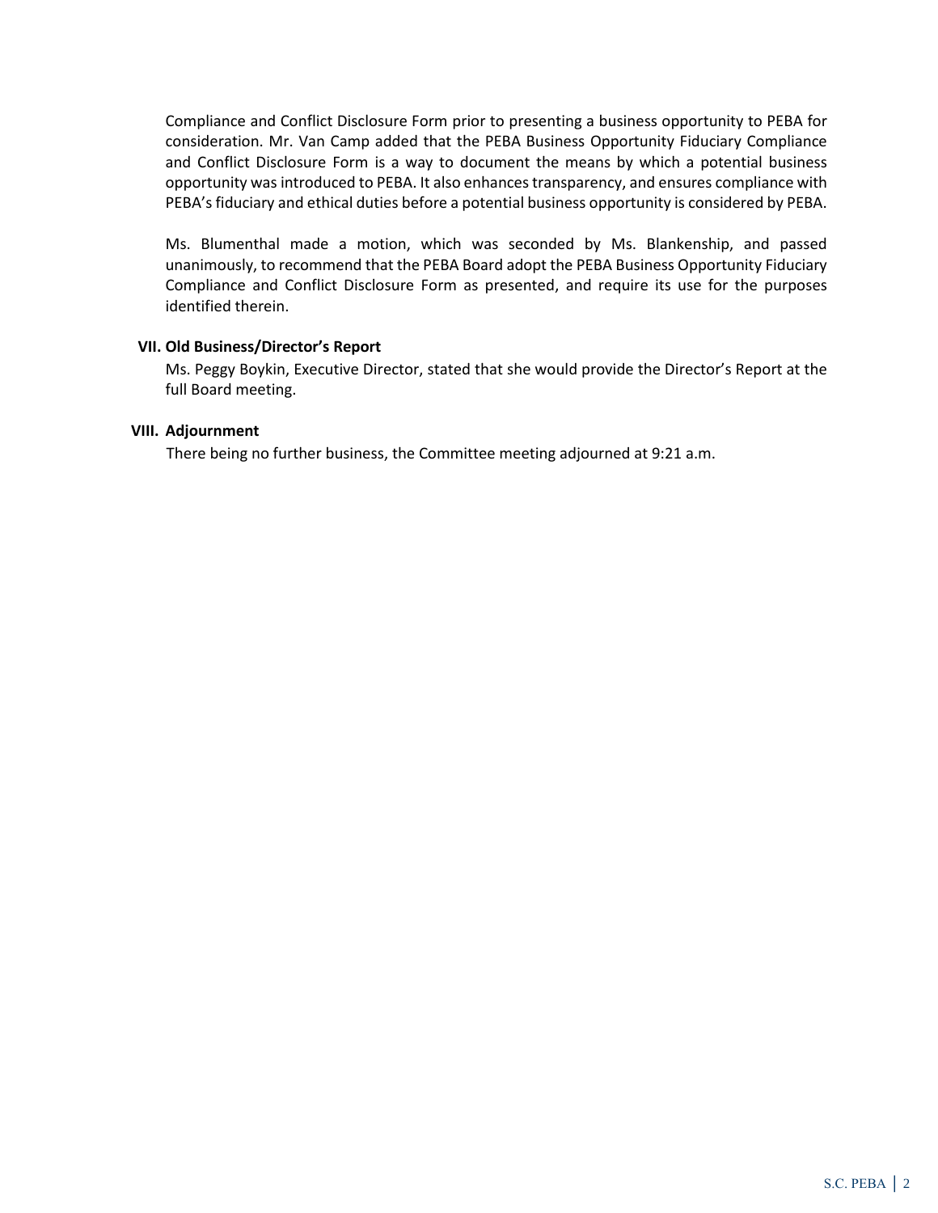Compliance and Conflict Disclosure Form prior to presenting a business opportunity to PEBA for consideration. Mr. Van Camp added that the PEBA Business Opportunity Fiduciary Compliance and Conflict Disclosure Form is a way to document the means by which a potential business opportunity was introduced to PEBA. It also enhances transparency, and ensures compliance with PEBA's fiduciary and ethical duties before a potential business opportunity is considered by PEBA.

Ms. Blumenthal made a motion, which was seconded by Ms. Blankenship, and passed unanimously, to recommend that the PEBA Board adopt the PEBA Business Opportunity Fiduciary Compliance and Conflict Disclosure Form as presented, and require its use for the purposes identified therein.

**VII. Old Business/Director's Report**

Ms. Peggy Boykin, Executive Director, stated that she would provide the Director's Report at the full Board meeting.

**VIII. Adjournment**

There being no further business, the Committee meeting adjourned at 9:21 a.m.